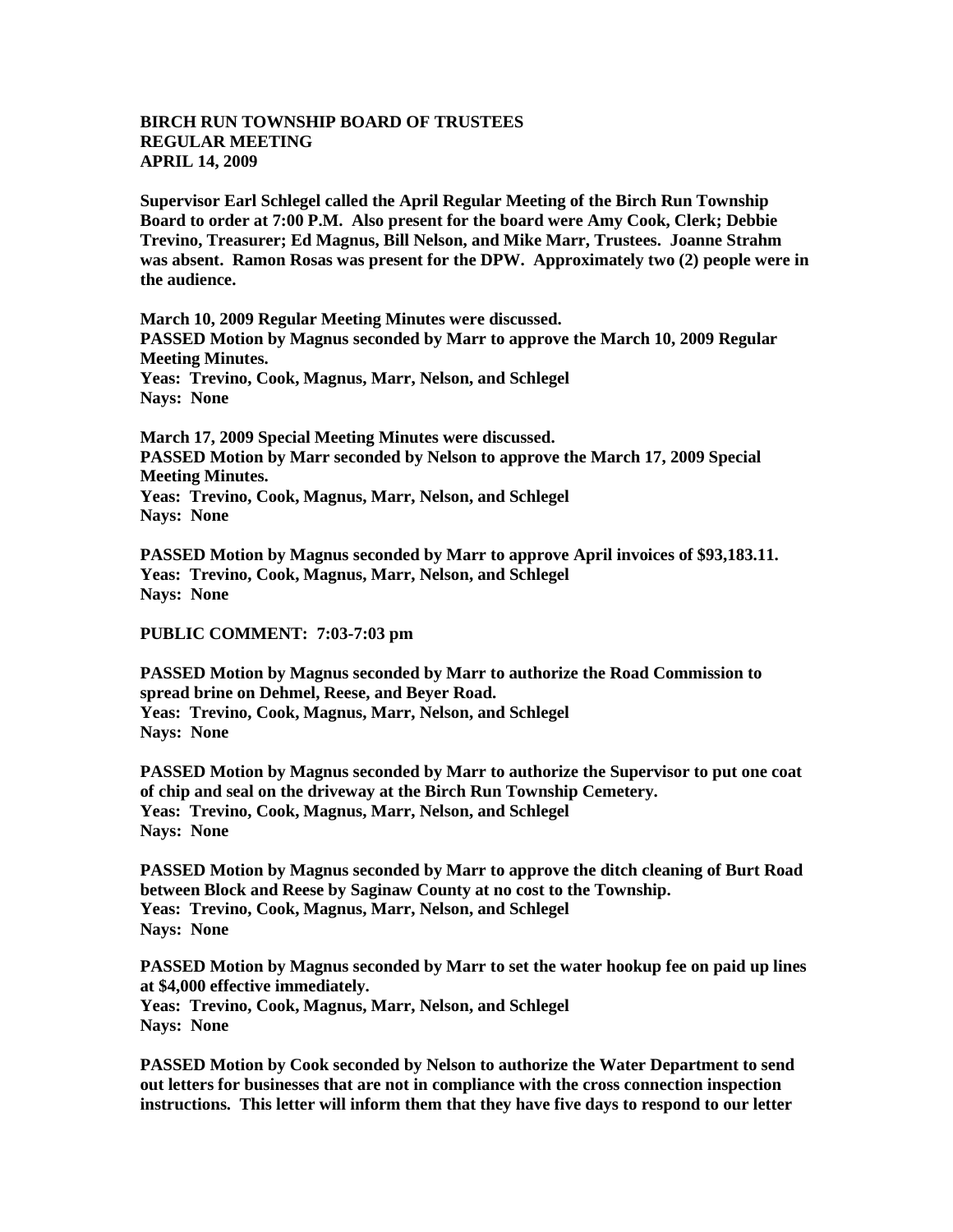**BIRCH RUN TOWNSHIP BOARD OF TRUSTEES**
**REGULAR MEETING**
**APRIL 14, 2009**

**Supervisor Earl Schlegel called the April Regular Meeting of the Birch Run Township Board to order at 7:00 P.M. Also present for the board were Amy Cook, Clerk; Debbie Trevino, Treasurer; Ed Magnus, Bill Nelson, and Mike Marr, Trustees. Joanne Strahm was absent. Ramon Rosas was present for the DPW. Approximately two (2) people were in the audience.**

**March 10, 2009 Regular Meeting Minutes were discussed.**
**PASSED Motion by Magnus seconded by Marr to approve the March 10, 2009 Regular Meeting Minutes.**
**Yeas: Trevino, Cook, Magnus, Marr, Nelson, and Schlegel**
**Nays: None**

**March 17, 2009 Special Meeting Minutes were discussed.**
**PASSED Motion by Marr seconded by Nelson to approve the March 17, 2009 Special Meeting Minutes.**
**Yeas: Trevino, Cook, Magnus, Marr, Nelson, and Schlegel**
**Nays: None**

**PASSED Motion by Magnus seconded by Marr to approve April invoices of $93,183.11.**
**Yeas: Trevino, Cook, Magnus, Marr, Nelson, and Schlegel**
**Nays: None**

**PUBLIC COMMENT: 7:03-7:03 pm**

**PASSED Motion by Magnus seconded by Marr to authorize the Road Commission to spread brine on Dehmel, Reese, and Beyer Road.**
**Yeas: Trevino, Cook, Magnus, Marr, Nelson, and Schlegel**
**Nays: None**

**PASSED Motion by Magnus seconded by Marr to authorize the Supervisor to put one coat of chip and seal on the driveway at the Birch Run Township Cemetery.**
**Yeas: Trevino, Cook, Magnus, Marr, Nelson, and Schlegel**
**Nays: None**

**PASSED Motion by Magnus seconded by Marr to approve the ditch cleaning of Burt Road between Block and Reese by Saginaw County at no cost to the Township.**
**Yeas: Trevino, Cook, Magnus, Marr, Nelson, and Schlegel**
**Nays: None**

**PASSED Motion by Magnus seconded by Marr to set the water hookup fee on paid up lines at $4,000 effective immediately.**
**Yeas: Trevino, Cook, Magnus, Marr, Nelson, and Schlegel**
**Nays: None**

**PASSED Motion by Cook seconded by Nelson to authorize the Water Department to send out letters for businesses that are not in compliance with the cross connection inspection instructions. This letter will inform them that they have five days to respond to our letter**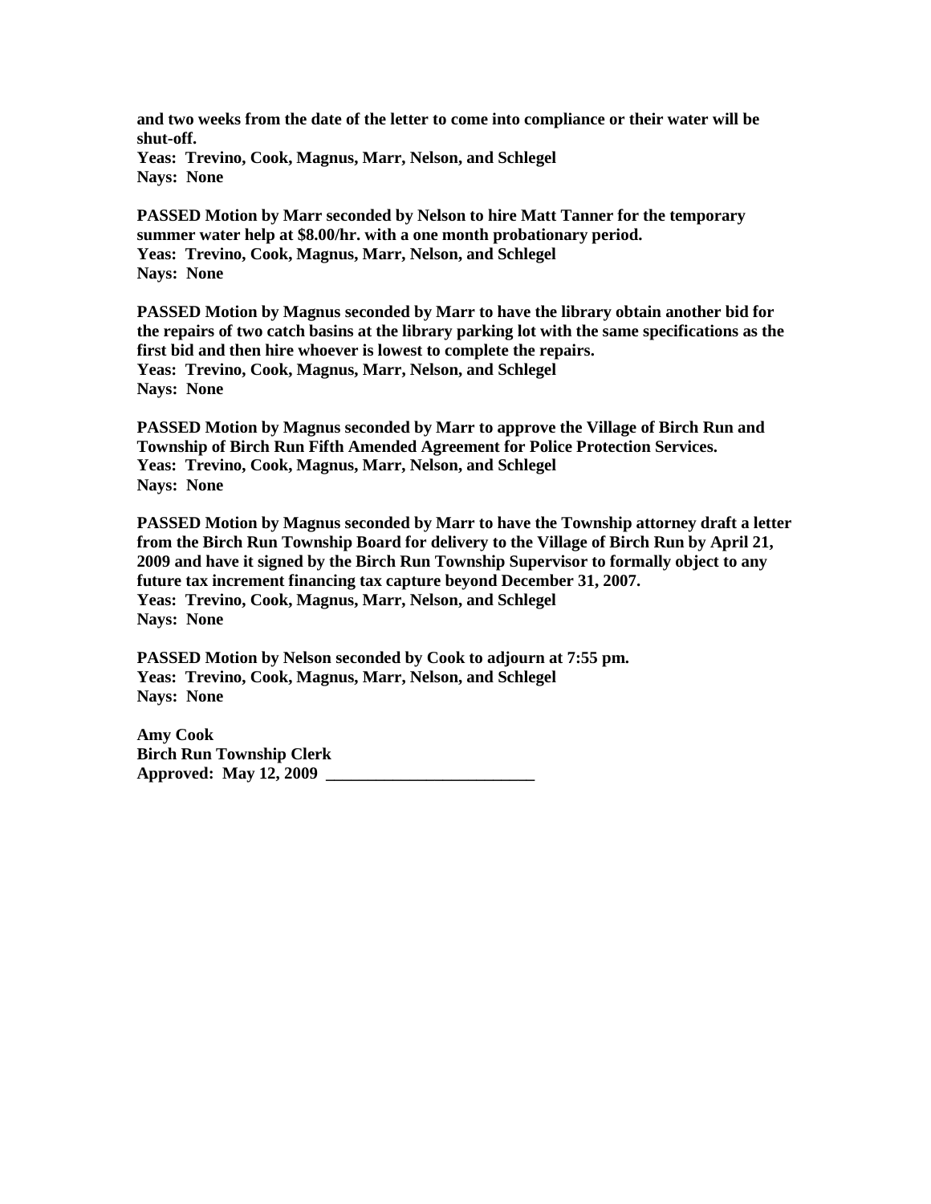**and two weeks from the date of the letter to come into compliance or their water will be shut-off.**
**Yeas: Trevino, Cook, Magnus, Marr, Nelson, and Schlegel**
**Nays: None**

**PASSED Motion by Marr seconded by Nelson to hire Matt Tanner for the temporary summer water help at $8.00/hr. with a one month probationary period.**
**Yeas: Trevino, Cook, Magnus, Marr, Nelson, and Schlegel**
**Nays: None**

**PASSED Motion by Magnus seconded by Marr to have the library obtain another bid for the repairs of two catch basins at the library parking lot with the same specifications as the first bid and then hire whoever is lowest to complete the repairs.**
**Yeas: Trevino, Cook, Magnus, Marr, Nelson, and Schlegel**
**Nays: None**

**PASSED Motion by Magnus seconded by Marr to approve the Village of Birch Run and Township of Birch Run Fifth Amended Agreement for Police Protection Services.**
**Yeas: Trevino, Cook, Magnus, Marr, Nelson, and Schlegel**
**Nays: None**

**PASSED Motion by Magnus seconded by Marr to have the Township attorney draft a letter from the Birch Run Township Board for delivery to the Village of Birch Run by April 21, 2009 and have it signed by the Birch Run Township Supervisor to formally object to any future tax increment financing tax capture beyond December 31, 2007.**
**Yeas: Trevino, Cook, Magnus, Marr, Nelson, and Schlegel**
**Nays: None**

**PASSED Motion by Nelson seconded by Cook to adjourn at 7:55 pm.**
**Yeas: Trevino, Cook, Magnus, Marr, Nelson, and Schlegel**
**Nays: None**

**Amy Cook**
**Birch Run Township Clerk**
**Approved: May 12, 2009 _________________________**